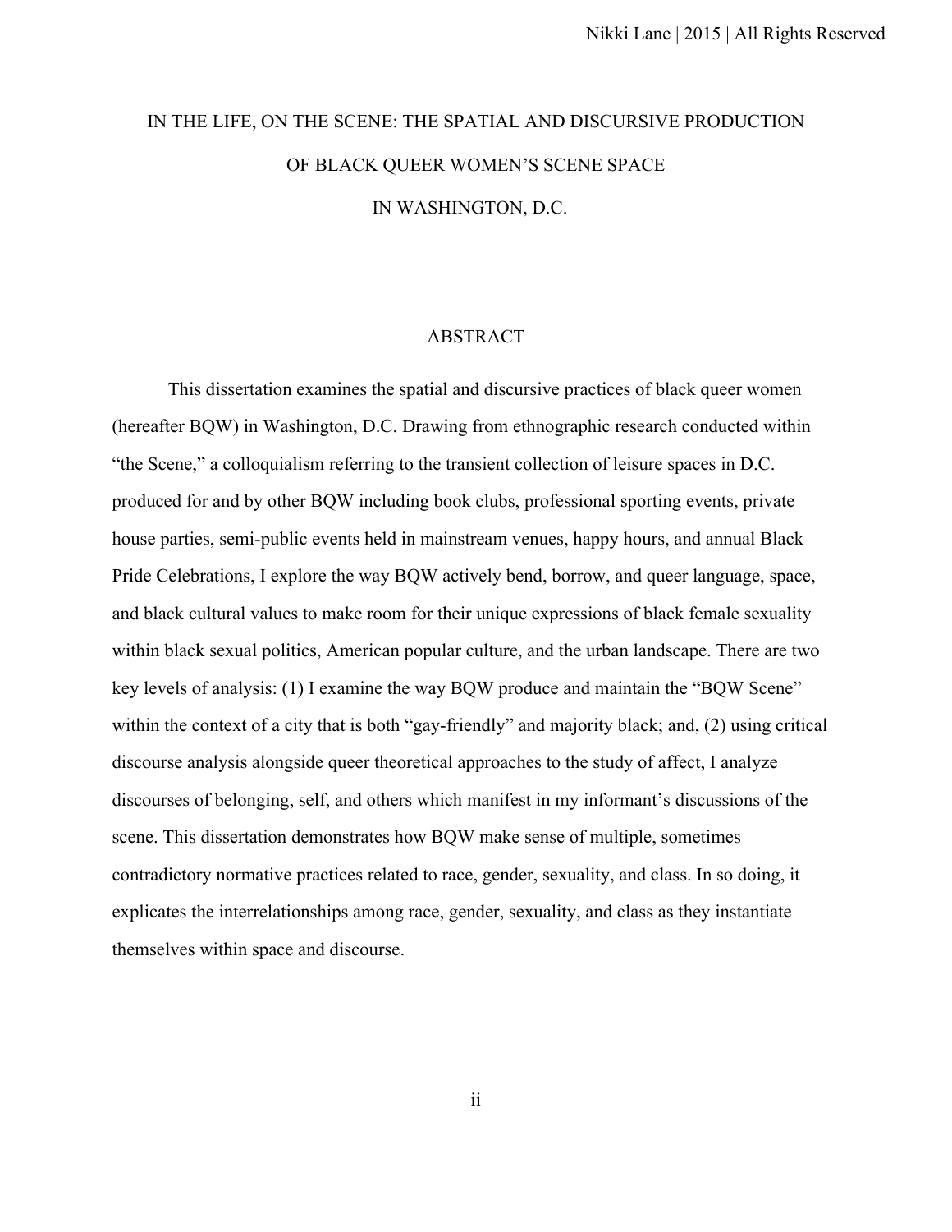# IN THE LIFE, ON THE SCENE: THE SPATIAL AND DISCURSIVE PRODUCTION OF BLACK QUEER WOMEN'S SCENE SPACE IN WASHINGTON, D.C.

## ABSTRACT

This dissertation examines the spatial and discursive practices of black queer women (hereafter BQW) in Washington, D.C. Drawing from ethnographic research conducted within "the Scene," a colloquialism referring to the transient collection of leisure spaces in D.C. produced for and by other BQW including book clubs, professional sporting events, private house parties, semi-public events held in mainstream venues, happy hours, and annual Black Pride Celebrations, I explore the way BQW actively bend, borrow, and queer language, space, and black cultural values to make room for their unique expressions of black female sexuality within black sexual politics, American popular culture, and the urban landscape. There are two key levels of analysis: (1) I examine the way BQW produce and maintain the "BQW Scene" within the context of a city that is both "gay-friendly" and majority black; and, (2) using critical discourse analysis alongside queer theoretical approaches to the study of affect, I analyze discourses of belonging, self, and others which manifest in my informant's discussions of the scene. This dissertation demonstrates how BQW make sense of multiple, sometimes contradictory normative practices related to race, gender, sexuality, and class. In so doing, it explicates the interrelationships among race, gender, sexuality, and class as they instantiate themselves within space and discourse.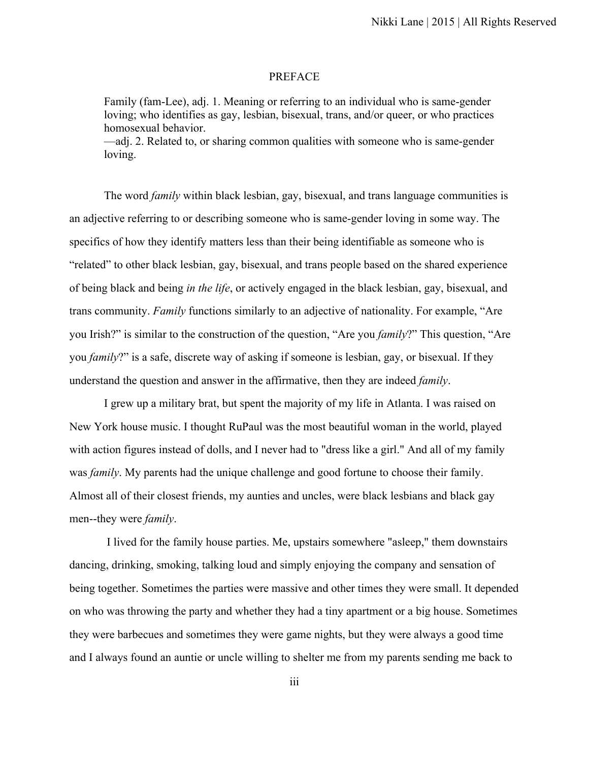# PREFACE

> Family (fam-Lee), adj. 1. Meaning or referring to an individual who is same-gender loving; who identifies as gay, lesbian, bisexual, trans, and/or queer, or who practices homosexual behavior.
> —adj. 2. Related to, or sharing common qualities with someone who is same-gender loving.

The word *family* within black lesbian, gay, bisexual, and trans language communities is an adjective referring to or describing someone who is same-gender loving in some way. The specifics of how they identify matters less than their being identifiable as someone who is "related" to other black lesbian, gay, bisexual, and trans people based on the shared experience of being black and being *in the life*, or actively engaged in the black lesbian, gay, bisexual, and trans community. *Family* functions similarly to an adjective of nationality. For example, "Are you Irish?" is similar to the construction of the question, "Are you *family*?" This question, "Are you *family*?" is a safe, discrete way of asking if someone is lesbian, gay, or bisexual. If they understand the question and answer in the affirmative, then they are indeed *family*.

I grew up a military brat, but spent the majority of my life in Atlanta. I was raised on New York house music. I thought RuPaul was the most beautiful woman in the world, played with action figures instead of dolls, and I never had to "dress like a girl." And all of my family was *family*. My parents had the unique challenge and good fortune to choose their family. Almost all of their closest friends, my aunties and uncles, were black lesbians and black gay men--they were *family*.

I lived for the family house parties. Me, upstairs somewhere "asleep," them downstairs dancing, drinking, smoking, talking loud and simply enjoying the company and sensation of being together. Sometimes the parties were massive and other times they were small. It depended on who was throwing the party and whether they had a tiny apartment or a big house. Sometimes they were barbecues and sometimes they were game nights, but they were always a good time and I always found an auntie or uncle willing to shelter me from my parents sending me back to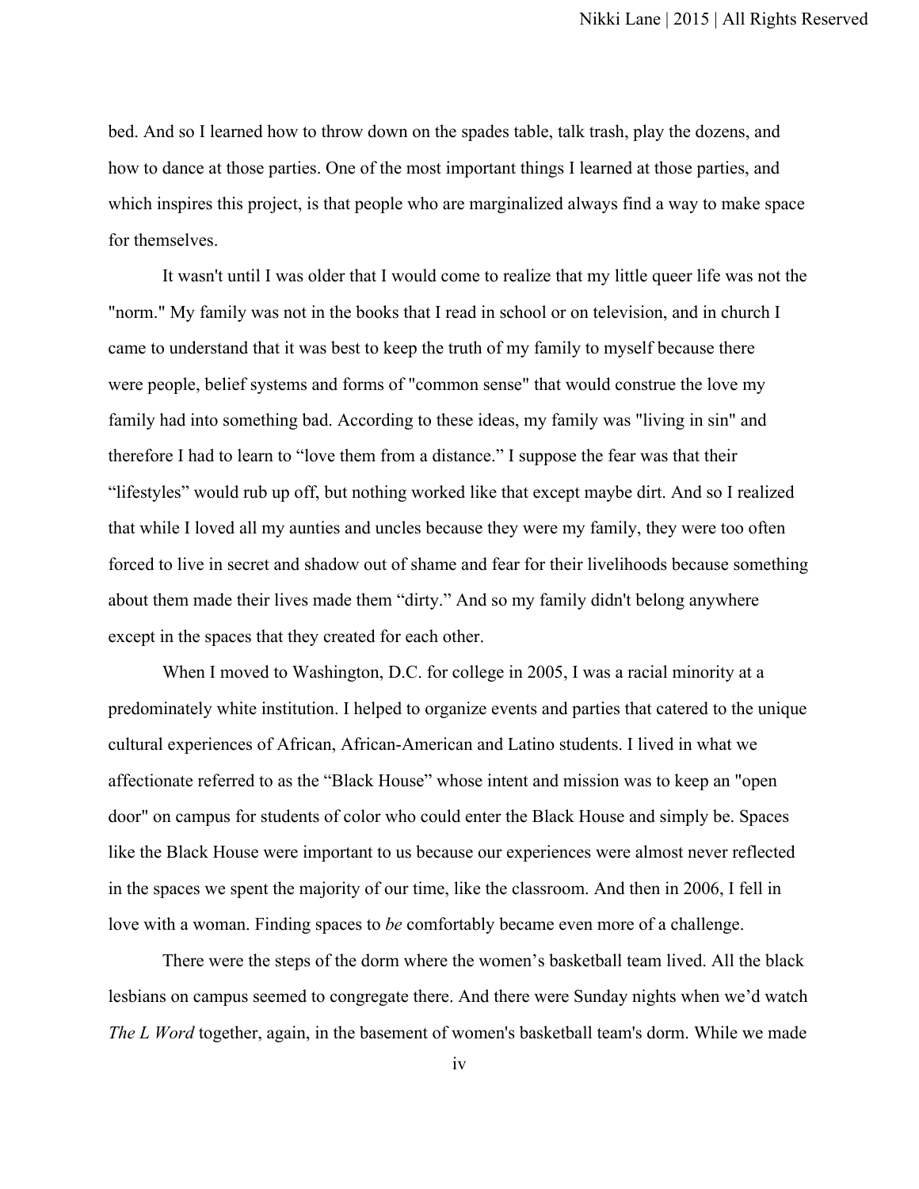bed. And so I learned how to throw down on the spades table, talk trash, play the dozens, and how to dance at those parties. One of the most important things I learned at those parties, and which inspires this project, is that people who are marginalized always find a way to make space for themselves.

It wasn't until I was older that I would come to realize that my little queer life was not the "norm." My family was not in the books that I read in school or on television, and in church I came to understand that it was best to keep the truth of my family to myself because there were people, belief systems and forms of "common sense" that would construe the love my family had into something bad. According to these ideas, my family was "living in sin" and therefore I had to learn to "love them from a distance." I suppose the fear was that their "lifestyles" would rub up off, but nothing worked like that except maybe dirt. And so I realized that while I loved all my aunties and uncles because they were my family, they were too often forced to live in secret and shadow out of shame and fear for their livelihoods because something about them made their lives made them "dirty." And so my family didn't belong anywhere except in the spaces that they created for each other.

When I moved to Washington, D.C. for college in 2005, I was a racial minority at a predominately white institution. I helped to organize events and parties that catered to the unique cultural experiences of African, African-American and Latino students. I lived in what we affectionate referred to as the "Black House" whose intent and mission was to keep an "open door" on campus for students of color who could enter the Black House and simply be. Spaces like the Black House were important to us because our experiences were almost never reflected in the spaces we spent the majority of our time, like the classroom. And then in 2006, I fell in love with a woman. Finding spaces to *be* comfortably became even more of a challenge.

There were the steps of the dorm where the women's basketball team lived. All the black lesbians on campus seemed to congregate there. And there were Sunday nights when we'd watch *The L Word* together, again, in the basement of women's basketball team's dorm. While we made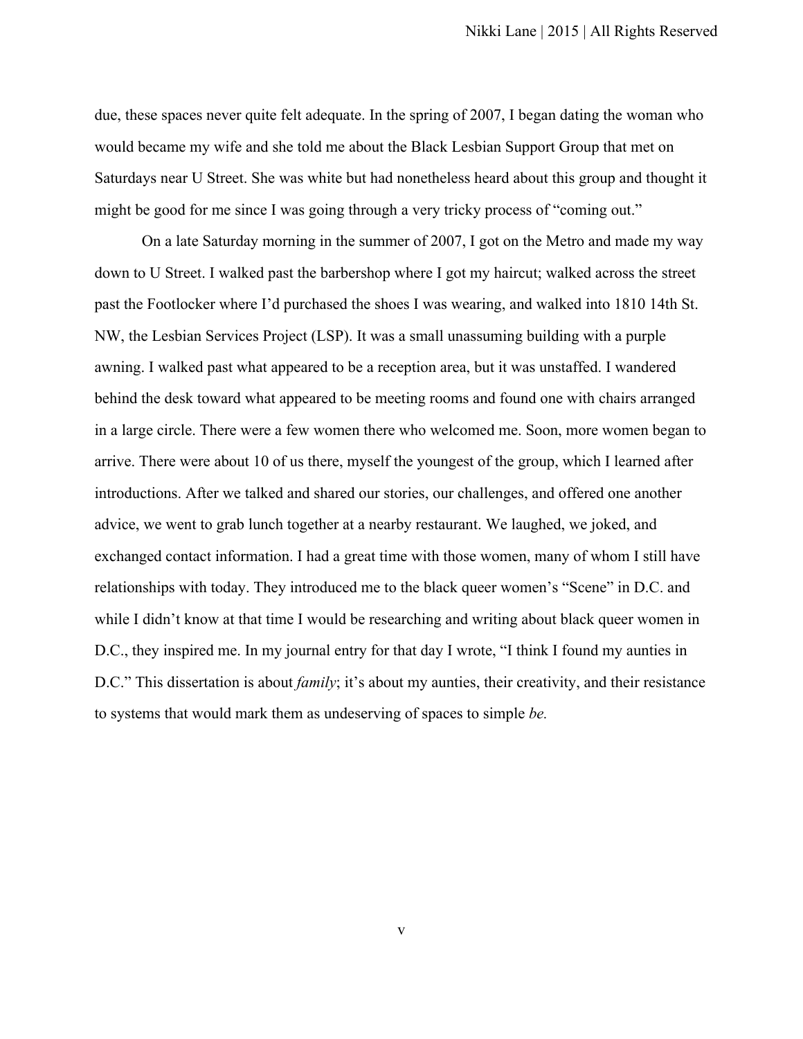due, these spaces never quite felt adequate. In the spring of 2007, I began dating the woman who would became my wife and she told me about the Black Lesbian Support Group that met on Saturdays near U Street. She was white but had nonetheless heard about this group and thought it might be good for me since I was going through a very tricky process of "coming out."

On a late Saturday morning in the summer of 2007, I got on the Metro and made my way down to U Street. I walked past the barbershop where I got my haircut; walked across the street past the Footlocker where I'd purchased the shoes I was wearing, and walked into 1810 14th St. NW, the Lesbian Services Project (LSP). It was a small unassuming building with a purple awning. I walked past what appeared to be a reception area, but it was unstaffed. I wandered behind the desk toward what appeared to be meeting rooms and found one with chairs arranged in a large circle. There were a few women there who welcomed me. Soon, more women began to arrive. There were about 10 of us there, myself the youngest of the group, which I learned after introductions. After we talked and shared our stories, our challenges, and offered one another advice, we went to grab lunch together at a nearby restaurant. We laughed, we joked, and exchanged contact information. I had a great time with those women, many of whom I still have relationships with today. They introduced me to the black queer women's "Scene" in D.C. and while I didn't know at that time I would be researching and writing about black queer women in D.C., they inspired me. In my journal entry for that day I wrote, "I think I found my aunties in D.C." This dissertation is about *family*; it's about my aunties, their creativity, and their resistance to systems that would mark them as undeserving of spaces to simple *be.*